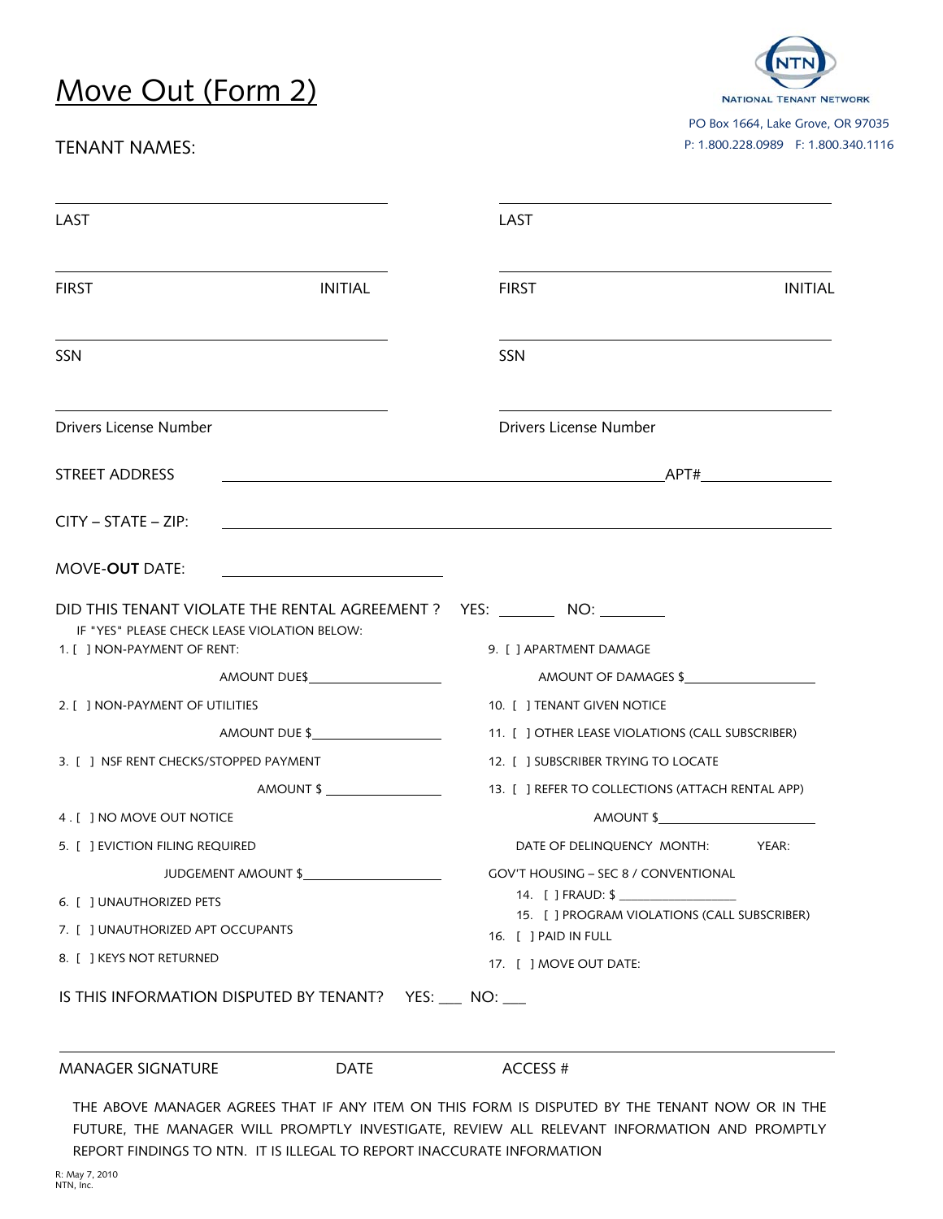# Move Out (Form 2)

NATIONAL TENANT NETWORK

PO Box 1664, Lake Grove, OR 97035

P: 1.800.228.0989 F: 1.800.340.1116

TENANT NAMES:

| | |
|---|---|
| LAST | LAST |
| FIRST INITIAL | FIRST INITIAL |
| SSN | SSN |
| Drivers License Number | Drivers License Number |

STREET ADDRESS ______________________________ APT# __________

CITY – STATE – ZIP: ______________________________

MOVE-**OUT** DATE: ______________________________

DID THIS TENANT VIOLATE THE RENTAL AGREEMENT ? YES: _______ NO: ________

IF "YES" PLEASE CHECK LEASE VIOLATION BELOW:

1. [ ] NON-PAYMENT OF RENT:
   AMOUNT DUE$ __________________
2. [ ] NON-PAYMENT OF UTILITIES
   AMOUNT DUE $ __________________
3. [ ] NSF RENT CHECKS/STOPPED PAYMENT
   AMOUNT $ __________________
4. [ ] NO MOVE OUT NOTICE
5. [ ] EVICTION FILING REQUIRED
   JUDGEMENT AMOUNT $ __________________
6. [ ] UNAUTHORIZED PETS
7. [ ] UNAUTHORIZED APT OCCUPANTS
8. [ ] KEYS NOT RETURNED
9. [ ] APARTMENT DAMAGE
   AMOUNT OF DAMAGES $ __________________
10. [ ] TENANT GIVEN NOTICE
11. [ ] OTHER LEASE VIOLATIONS (CALL SUBSCRIBER)
12. [ ] SUBSCRIBER TRYING TO LOCATE
13. [ ] REFER TO COLLECTIONS (ATTACH RENTAL APP)
    AMOUNT $ __________________
    DATE OF DELINQUENCY MONTH: YEAR:

GOV'T HOUSING – SEC 8 / CONVENTIONAL

14. [ ] FRAUD: $ __________________
15. [ ] PROGRAM VIOLATIONS (CALL SUBSCRIBER)
16. [ ] PAID IN FULL
17. [ ] MOVE OUT DATE:

IS THIS INFORMATION DISPUTED BY TENANT? YES: ___ NO: ___

MANAGER SIGNATURE DATE ACCESS #

THE ABOVE MANAGER AGREES THAT IF ANY ITEM ON THIS FORM IS DISPUTED BY THE TENANT NOW OR IN THE FUTURE, THE MANAGER WILL PROMPTLY INVESTIGATE, REVIEW ALL RELEVANT INFORMATION AND PROMPTLY REPORT FINDINGS TO NTN. IT IS ILLEGAL TO REPORT INACCURATE INFORMATION

R: May 7, 2010
NTN, Inc.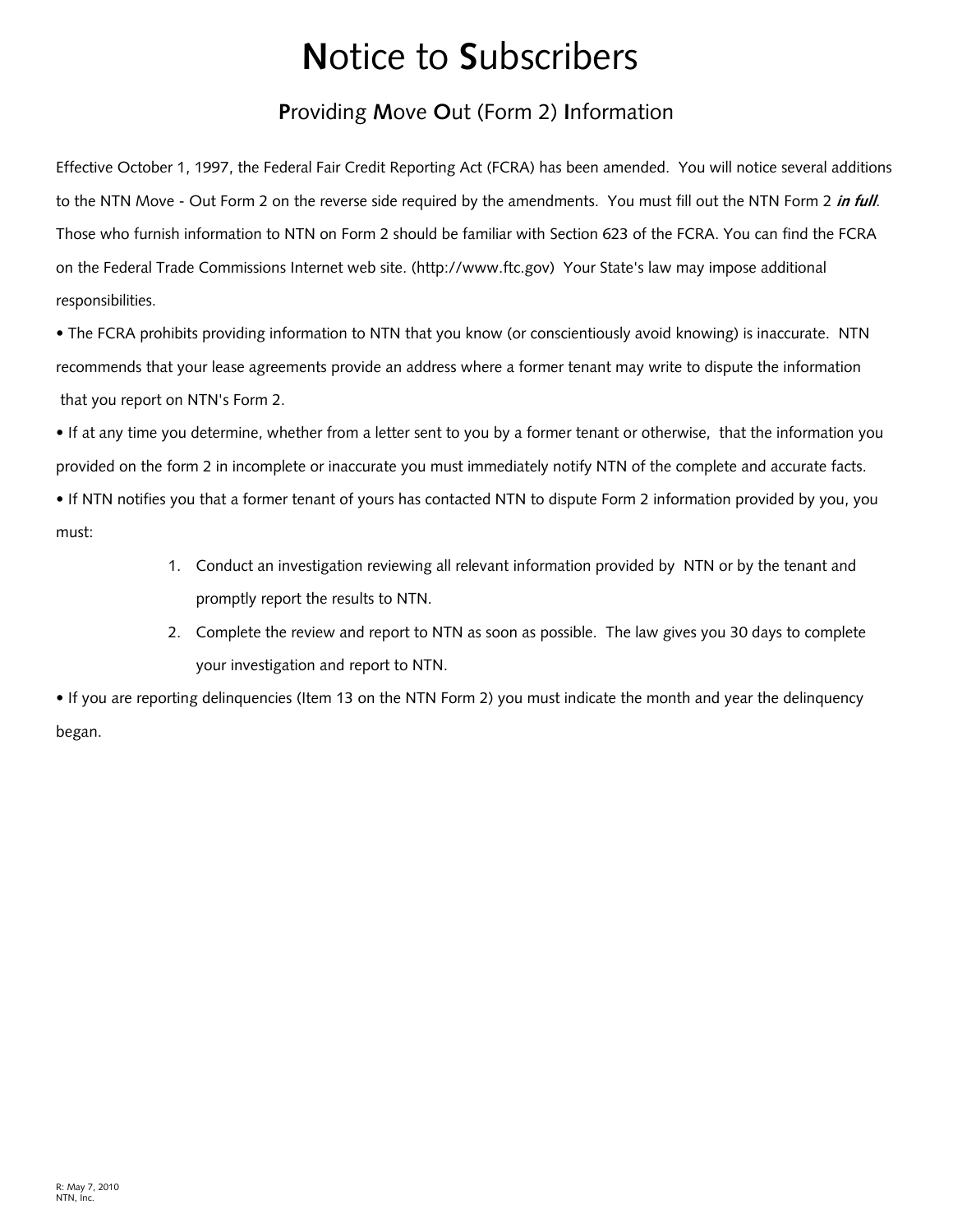# Notice to Subscribers

## Providing Move Out (Form 2) Information

Effective October 1, 1997, the Federal Fair Credit Reporting Act (FCRA) has been amended. You will notice several additions to the NTN Move - Out Form 2 on the reverse side required by the amendments. You must fill out the NTN Form 2 ***in full***. Those who furnish information to NTN on Form 2 should be familiar with Section 623 of the FCRA. You can find the FCRA on the Federal Trade Commissions Internet web site. (http://www.ftc.gov) Your State's law may impose additional responsibilities.

- The FCRA prohibits providing information to NTN that you know (or conscientiously avoid knowing) is inaccurate. NTN recommends that your lease agreements provide an address where a former tenant may write to dispute the information that you report on NTN's Form 2.
- If at any time you determine, whether from a letter sent to you by a former tenant or otherwise, that the information you provided on the form 2 in incomplete or inaccurate you must immediately notify NTN of the complete and accurate facts.
- If NTN notifies you that a former tenant of yours has contacted NTN to dispute Form 2 information provided by you, you must:
    1. Conduct an investigation reviewing all relevant information provided by NTN or by the tenant and promptly report the results to NTN.
    2. Complete the review and report to NTN as soon as possible. The law gives you 30 days to complete your investigation and report to NTN.
- If you are reporting delinquencies (Item 13 on the NTN Form 2) you must indicate the month and year the delinquency began.

R: May 7, 2010
NTN, Inc.